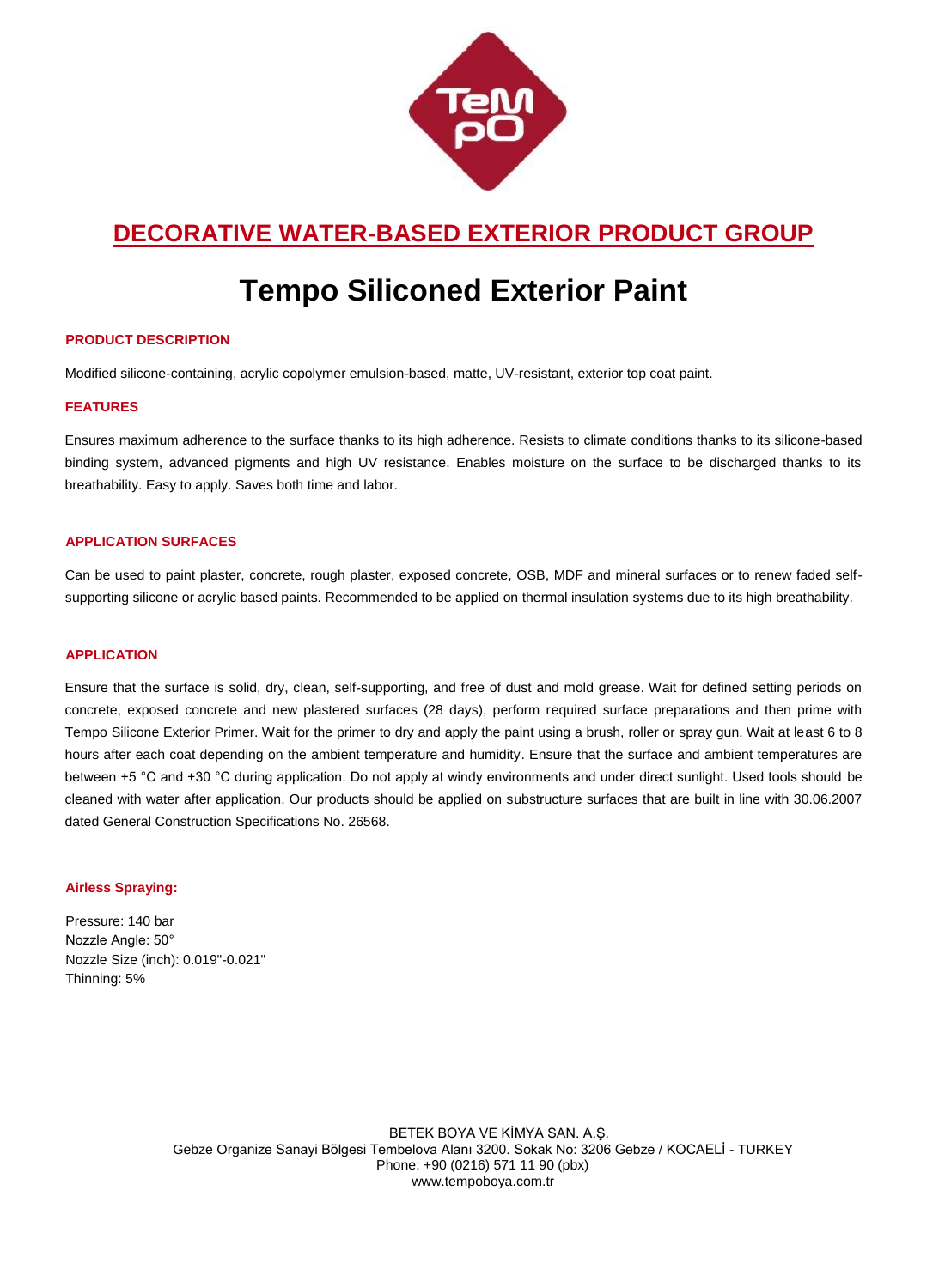## DECORATIVE WATER-BASED EXTERIOR PRODUCT GROUP

# Tempo Siliconed Exterior Paint

### PRODUCT DESCRIPTION

Modified silicone-containing, acrylic copolymer emulsion-based, matte, UV-resistant, exterior top coat paint.

### FEATURES

Ensures maximum adherence to the surface thanks to its high adherence. Resists to climate conditions thanks to its silicone-based binding system, advanced pigments and high UV resistance. Enables moisture on the surface to be discharged thanks to its breathability. Easy to apply. Saves both time and labor.

### APPLICATION SURFACES

Can be used to paint plaster, concrete, rough plaster, exposed concrete, OSB, MDF and mineral surfaces or to renew faded self-supporting silicone or acrylic based paints. Recommended to be applied on thermal insulation systems due to its high breathability.

### APPLICATION

Ensure that the surface is solid, dry, clean, self-supporting, and free of dust and mold grease. Wait for defined setting periods on concrete, exposed concrete and new plastered surfaces (28 days), perform required surface preparations and then prime with Tempo Silicone Exterior Primer. Wait for the primer to dry and apply the paint using a brush, roller or spray gun. Wait at least 6 to 8 hours after each coat depending on the ambient temperature and humidity. Ensure that the surface and ambient temperatures are between +5 °C and +30 °C during application. Do not apply at windy environments and under direct sunlight. Used tools should be cleaned with water after application. Our products should be applied on substructure surfaces that are built in line with 30.06.2007 dated General Construction Specifications No. 26568.

#### Airless Spraying:

Pressure: 140 bar
Nozzle Angle: 50°
Nozzle Size (inch): 0.019"-0.021"
Thinning: 5%

BETEK BOYA VE KİMYA SAN. A.Ş.
Gebze Organize Sanayi Bölgesi Tembelova Alanı 3200. Sokak No: 3206 Gebze / KOCAELİ - TURKEY
Phone: +90 (0216) 571 11 90 (pbx)
www.tempoboya.com.tr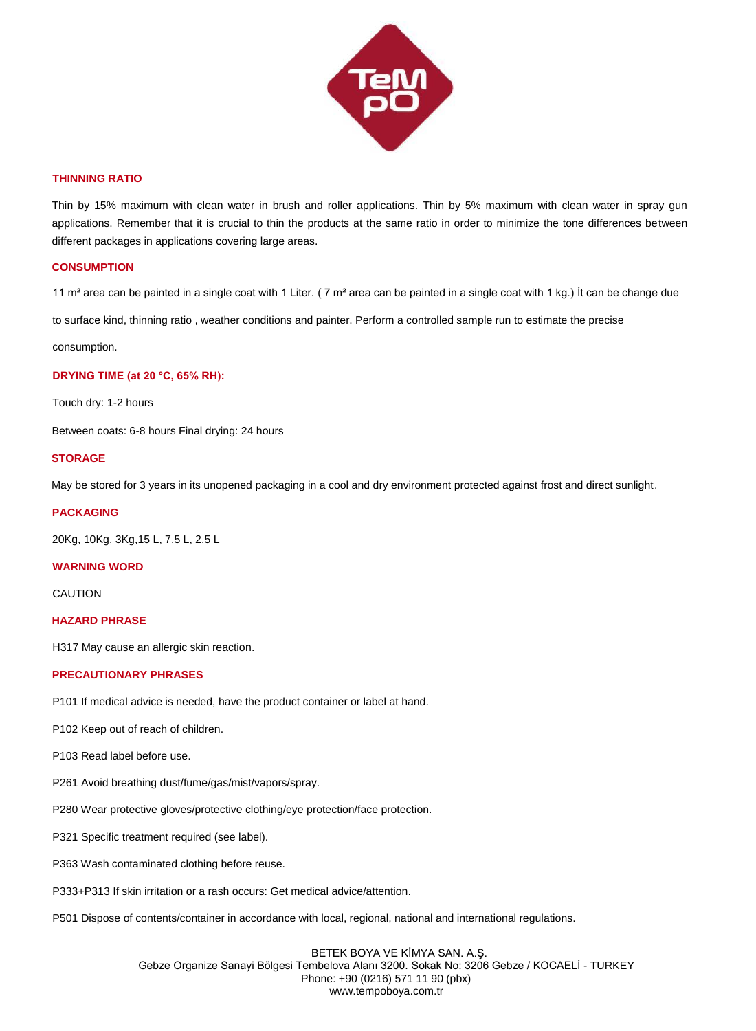## THINNING RATIO

Thin by 15% maximum with clean water in brush and roller applications. Thin by 5% maximum with clean water in spray gun applications. Remember that it is crucial to thin the products at the same ratio in order to minimize the tone differences between different packages in applications covering large areas.

## CONSUMPTION

11 m² area can be painted in a single coat with 1 Liter. ( 7 m² area can be painted in a single coat with 1 kg.) İt can be change due to surface kind, thinning ratio , weather conditions and painter. Perform a controlled sample run to estimate the precise consumption.

## DRYING TIME (at 20 °C, 65% RH):

Touch dry: 1-2 hours

Between coats: 6-8 hours Final drying: 24 hours

## STORAGE

May be stored for 3 years in its unopened packaging in a cool and dry environment protected against frost and direct sunlight.

## PACKAGING

20Kg, 10Kg, 3Kg,15 L, 7.5 L, 2.5 L

## WARNING WORD

CAUTION

## HAZARD PHRASE

H317 May cause an allergic skin reaction.

## PRECAUTIONARY PHRASES

P101 If medical advice is needed, have the product container or label at hand.

P102 Keep out of reach of children.

P103 Read label before use.

P261 Avoid breathing dust/fume/gas/mist/vapors/spray.

P280 Wear protective gloves/protective clothing/eye protection/face protection.

P321 Specific treatment required (see label).

P363 Wash contaminated clothing before reuse.

P333+P313 If skin irritation or a rash occurs: Get medical advice/attention.

P501 Dispose of contents/container in accordance with local, regional, national and international regulations.

BETEK BOYA VE KİMYA SAN. A.Ş.
Gebze Organize Sanayi Bölgesi Tembelova Alanı 3200. Sokak No: 3206 Gebze / KOCAELİ - TURKEY
Phone: +90 (0216) 571 11 90 (pbx)
www.tempoboya.com.tr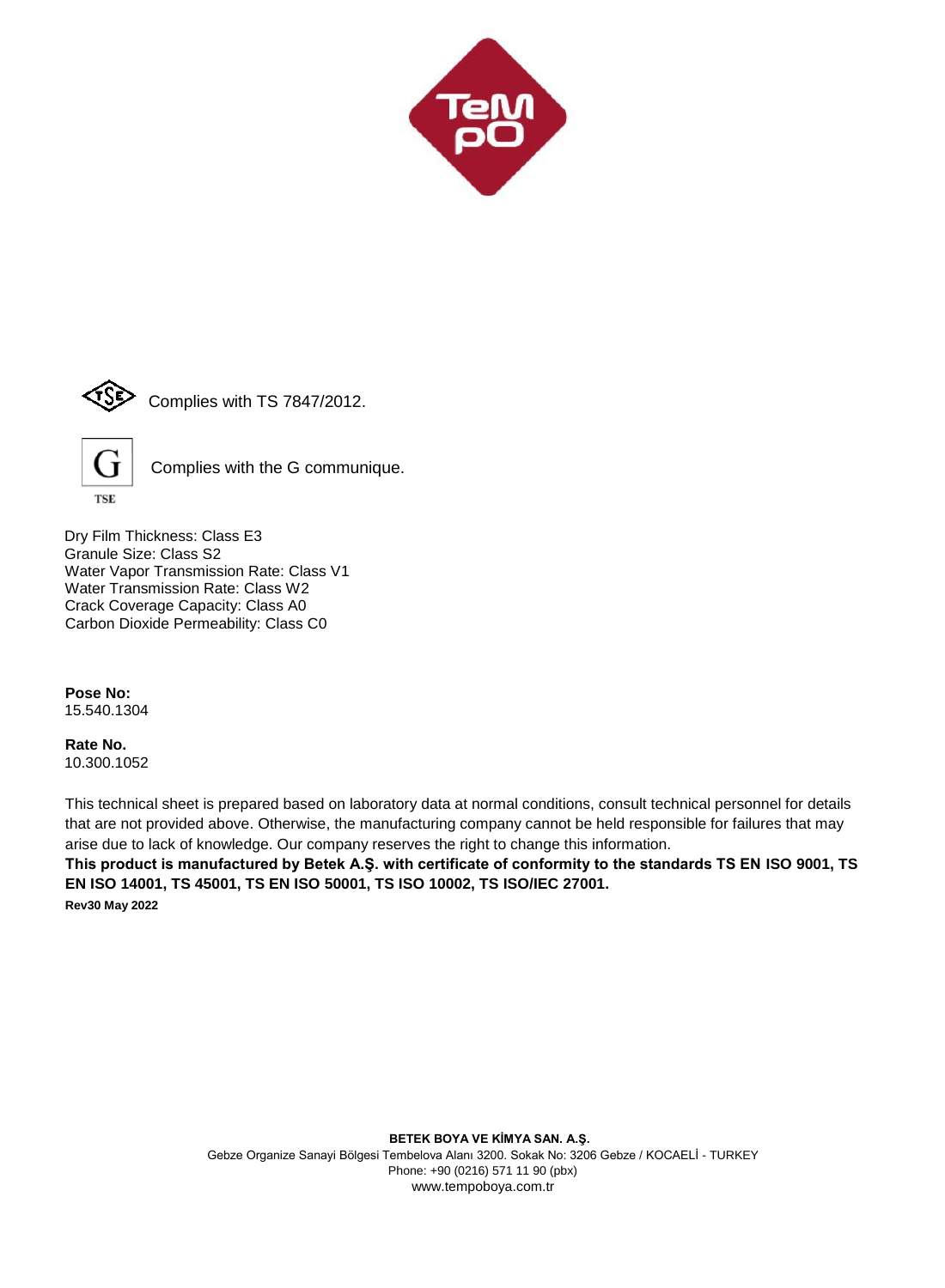Complies with TS 7847/2012.

Complies with the G communique.

Dry Film Thickness: Class E3
Granule Size: Class S2
Water Vapor Transmission Rate: Class V1
Water Transmission Rate: Class W2
Crack Coverage Capacity: Class A0
Carbon Dioxide Permeability: Class C0

**Pose No:**
15.540.1304

**Rate No.**
10.300.1052

This technical sheet is prepared based on laboratory data at normal conditions, consult technical personnel for details that are not provided above. Otherwise, the manufacturing company cannot be held responsible for failures that may arise due to lack of knowledge. Our company reserves the right to change this information.

**This product is manufactured by Betek A.Ş. with certificate of conformity to the standards TS EN ISO 9001, TS EN ISO 14001, TS 45001, TS EN ISO 50001, TS ISO 10002, TS ISO/IEC 27001.**

**Rev30 May 2022**

**BETEK BOYA VE KİMYA SAN. A.Ş.**
Gebze Organize Sanayi Bölgesi Tembelova Alanı 3200. Sokak No: 3206 Gebze / KOCAELİ - TURKEY
Phone: +90 (0216) 571 11 90 (pbx)
www.tempoboya.com.tr